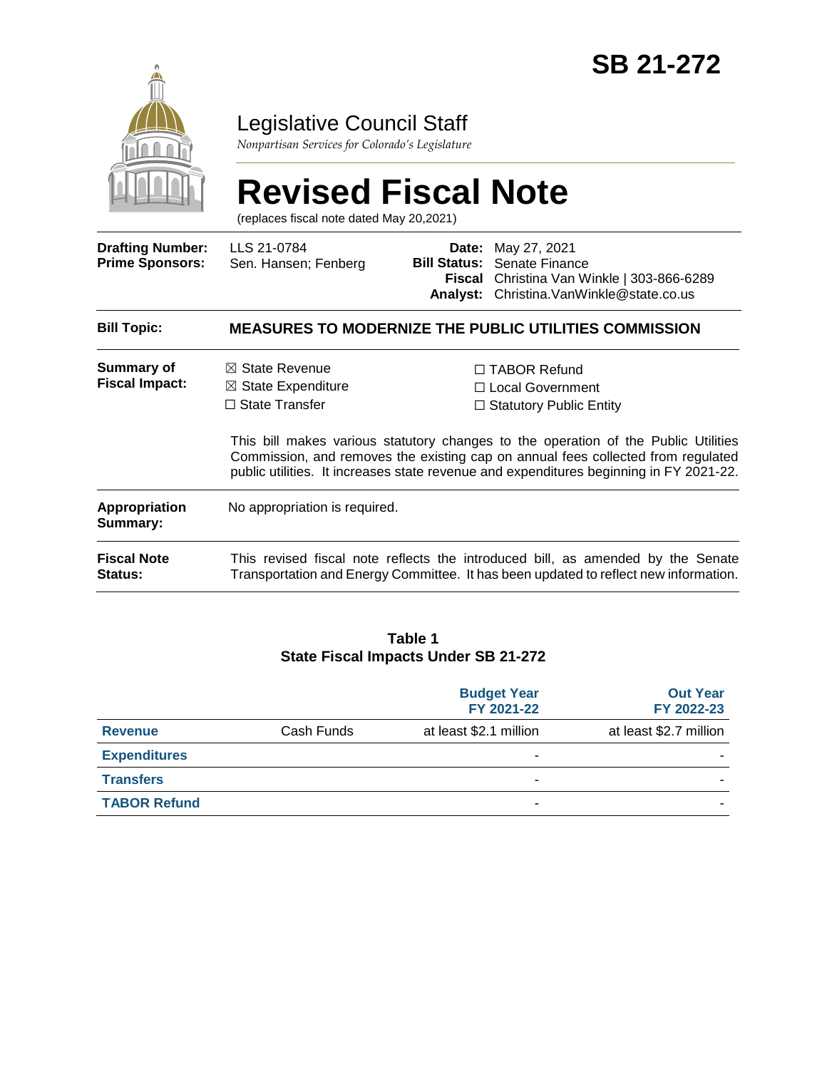**SB 21-272**

# Legislative Council Staff

*Nonpartisan Services for Colorado's Legislature*

# Revised Fiscal Note

(replaces fiscal note dated May 20,2021)

| | | | |
|---|---|---|---|
| **Drafting Number:** | LLS 21-0784 | **Date:** | May 27, 2021 |
| **Prime Sponsors:** | Sen. Hansen; Fenberg | **Bill Status:** | Senate Finance |
| | | **Fiscal Analyst:** | Christina Van Winkle \| 303-866-6289 Christina.VanWinkle@state.co.us |

**Bill Topic:** **MEASURES TO MODERNIZE THE PUBLIC UTILITIES COMMISSION**

**Summary of Fiscal Impact:**

☒ State Revenue
☒ State Expenditure
☐ State Transfer
☐ TABOR Refund
☐ Local Government
☐ Statutory Public Entity

This bill makes various statutory changes to the operation of the Public Utilities Commission, and removes the existing cap on annual fees collected from regulated public utilities. It increases state revenue and expenditures beginning in FY 2021-22.

**Appropriation Summary:** No appropriation is required.

**Fiscal Note Status:** This revised fiscal note reflects the introduced bill, as amended by the Senate Transportation and Energy Committee. It has been updated to reflect new information.

**Table 1**
**State Fiscal Impacts Under SB 21-272**

| | | Budget Year FY 2021-22 | Out Year FY 2022-23 |
|---|---|---|---|
| **Revenue** | Cash Funds | at least $2.1 million | at least $2.7 million |
| **Expenditures** | | - | - |
| **Transfers** | | - | - |
| **TABOR Refund** | | - | - |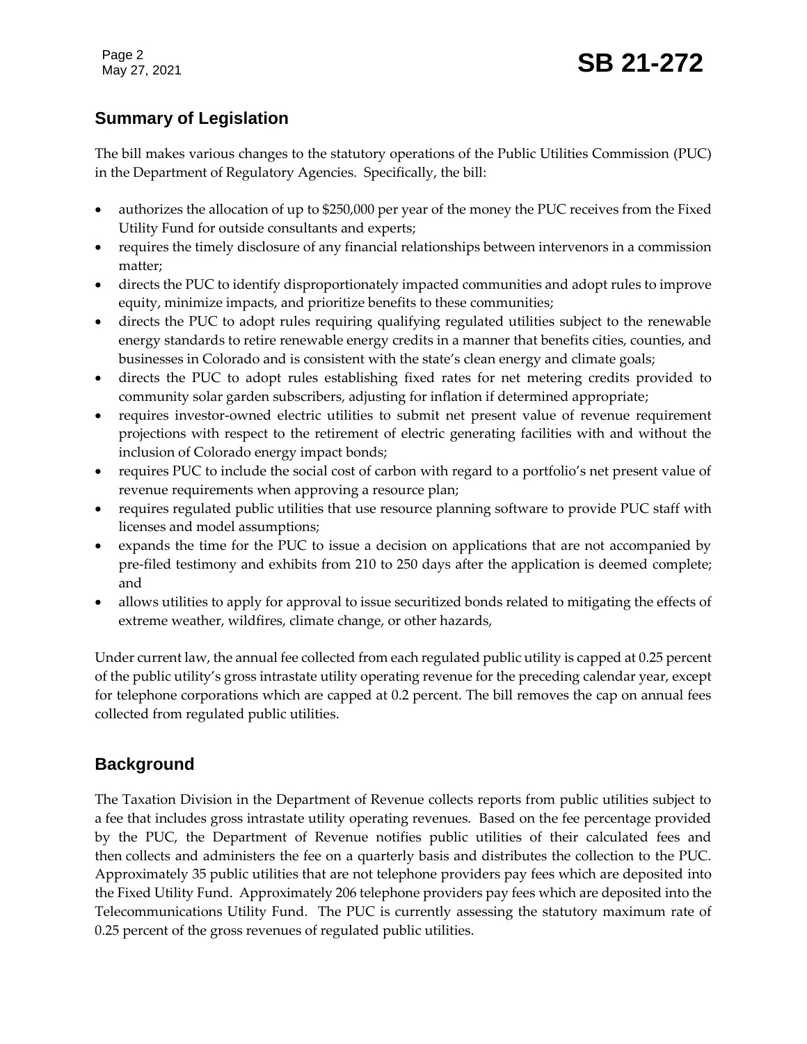## Summary of Legislation

The bill makes various changes to the statutory operations of the Public Utilities Commission (PUC) in the Department of Regulatory Agencies. Specifically, the bill:

- authorizes the allocation of up to $250,000 per year of the money the PUC receives from the Fixed Utility Fund for outside consultants and experts;
- requires the timely disclosure of any financial relationships between intervenors in a commission matter;
- directs the PUC to identify disproportionately impacted communities and adopt rules to improve equity, minimize impacts, and prioritize benefits to these communities;
- directs the PUC to adopt rules requiring qualifying regulated utilities subject to the renewable energy standards to retire renewable energy credits in a manner that benefits cities, counties, and businesses in Colorado and is consistent with the state's clean energy and climate goals;
- directs the PUC to adopt rules establishing fixed rates for net metering credits provided to community solar garden subscribers, adjusting for inflation if determined appropriate;
- requires investor-owned electric utilities to submit net present value of revenue requirement projections with respect to the retirement of electric generating facilities with and without the inclusion of Colorado energy impact bonds;
- requires PUC to include the social cost of carbon with regard to a portfolio's net present value of revenue requirements when approving a resource plan;
- requires regulated public utilities that use resource planning software to provide PUC staff with licenses and model assumptions;
- expands the time for the PUC to issue a decision on applications that are not accompanied by pre-filed testimony and exhibits from 210 to 250 days after the application is deemed complete; and
- allows utilities to apply for approval to issue securitized bonds related to mitigating the effects of extreme weather, wildfires, climate change, or other hazards,

Under current law, the annual fee collected from each regulated public utility is capped at 0.25 percent of the public utility's gross intrastate utility operating revenue for the preceding calendar year, except for telephone corporations which are capped at 0.2 percent. The bill removes the cap on annual fees collected from regulated public utilities.

## Background

The Taxation Division in the Department of Revenue collects reports from public utilities subject to a fee that includes gross intrastate utility operating revenues. Based on the fee percentage provided by the PUC, the Department of Revenue notifies public utilities of their calculated fees and then collects and administers the fee on a quarterly basis and distributes the collection to the PUC. Approximately 35 public utilities that are not telephone providers pay fees which are deposited into the Fixed Utility Fund. Approximately 206 telephone providers pay fees which are deposited into the Telecommunications Utility Fund. The PUC is currently assessing the statutory maximum rate of 0.25 percent of the gross revenues of regulated public utilities.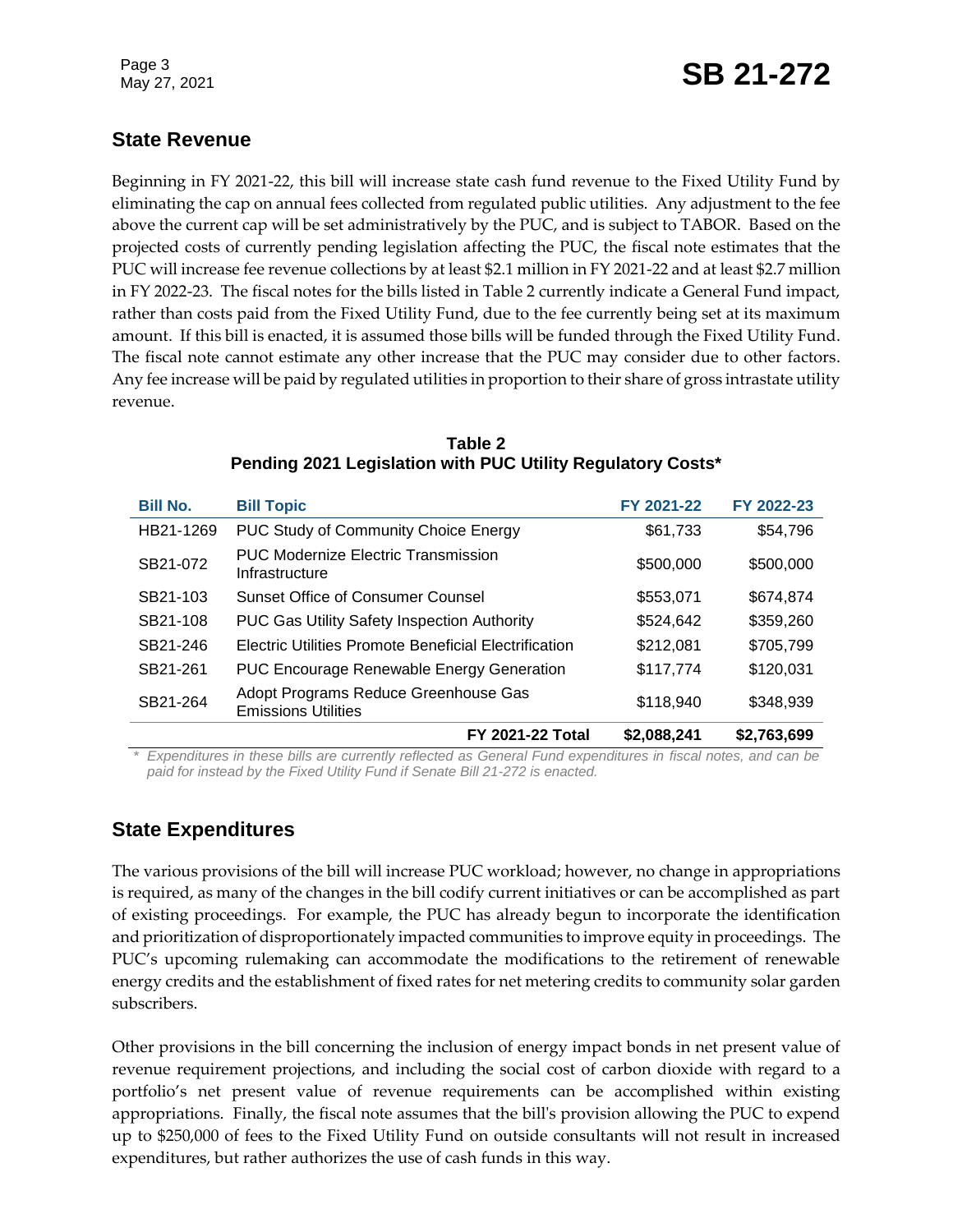## State Revenue

Beginning in FY 2021-22, this bill will increase state cash fund revenue to the Fixed Utility Fund by eliminating the cap on annual fees collected from regulated public utilities. Any adjustment to the fee above the current cap will be set administratively by the PUC, and is subject to TABOR. Based on the projected costs of currently pending legislation affecting the PUC, the fiscal note estimates that the PUC will increase fee revenue collections by at least $2.1 million in FY 2021-22 and at least $2.7 million in FY 2022-23. The fiscal notes for the bills listed in Table 2 currently indicate a General Fund impact, rather than costs paid from the Fixed Utility Fund, due to the fee currently being set at its maximum amount. If this bill is enacted, it is assumed those bills will be funded through the Fixed Utility Fund. The fiscal note cannot estimate any other increase that the PUC may consider due to other factors. Any fee increase will be paid by regulated utilities in proportion to their share of gross intrastate utility revenue.

**Table 2**
**Pending 2021 Legislation with PUC Utility Regulatory Costs***

| Bill No. | Bill Topic | FY 2021-22 | FY 2022-23 |
|---|---|---|---|
| HB21-1269 | PUC Study of Community Choice Energy | $61,733 | $54,796 |
| SB21-072 | PUC Modernize Electric Transmission Infrastructure | $500,000 | $500,000 |
| SB21-103 | Sunset Office of Consumer Counsel | $553,071 | $674,874 |
| SB21-108 | PUC Gas Utility Safety Inspection Authority | $524,642 | $359,260 |
| SB21-246 | Electric Utilities Promote Beneficial Electrification | $212,081 | $705,799 |
| SB21-261 | PUC Encourage Renewable Energy Generation | $117,774 | $120,031 |
| SB21-264 | Adopt Programs Reduce Greenhouse Gas Emissions Utilities | $118,940 | $348,939 |
| | **FY 2021-22 Total** | **$2,088,241** | **$2,763,699** |

\* *Expenditures in these bills are currently reflected as General Fund expenditures in fiscal notes, and can be paid for instead by the Fixed Utility Fund if Senate Bill 21-272 is enacted.*

## State Expenditures

The various provisions of the bill will increase PUC workload; however, no change in appropriations is required, as many of the changes in the bill codify current initiatives or can be accomplished as part of existing proceedings. For example, the PUC has already begun to incorporate the identification and prioritization of disproportionately impacted communities to improve equity in proceedings. The PUC's upcoming rulemaking can accommodate the modifications to the retirement of renewable energy credits and the establishment of fixed rates for net metering credits to community solar garden subscribers.

Other provisions in the bill concerning the inclusion of energy impact bonds in net present value of revenue requirement projections, and including the social cost of carbon dioxide with regard to a portfolio's net present value of revenue requirements can be accomplished within existing appropriations. Finally, the fiscal note assumes that the bill's provision allowing the PUC to expend up to $250,000 of fees to the Fixed Utility Fund on outside consultants will not result in increased expenditures, but rather authorizes the use of cash funds in this way.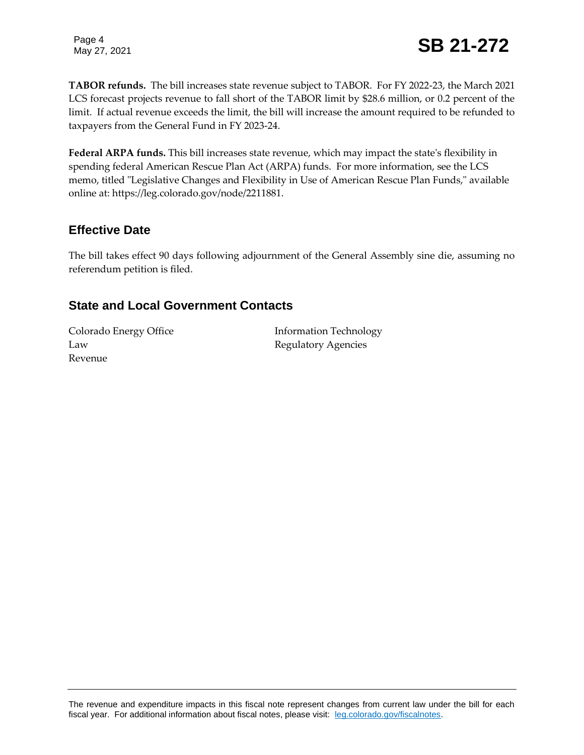**TABOR refunds.** The bill increases state revenue subject to TABOR. For FY 2022-23, the March 2021 LCS forecast projects revenue to fall short of the TABOR limit by $28.6 million, or 0.2 percent of the limit. If actual revenue exceeds the limit, the bill will increase the amount required to be refunded to taxpayers from the General Fund in FY 2023-24.

**Federal ARPA funds.** This bill increases state revenue, which may impact the state's flexibility in spending federal American Rescue Plan Act (ARPA) funds. For more information, see the LCS memo, titled "Legislative Changes and Flexibility in Use of American Rescue Plan Funds," available online at: https://leg.colorado.gov/node/2211881.

## Effective Date

The bill takes effect 90 days following adjournment of the General Assembly sine die, assuming no referendum petition is filed.

## State and Local Government Contacts

Colorado Energy Office
Information Technology
Law
Regulatory Agencies
Revenue

The revenue and expenditure impacts in this fiscal note represent changes from current law under the bill for each fiscal year. For additional information about fiscal notes, please visit: leg.colorado.gov/fiscalnotes.